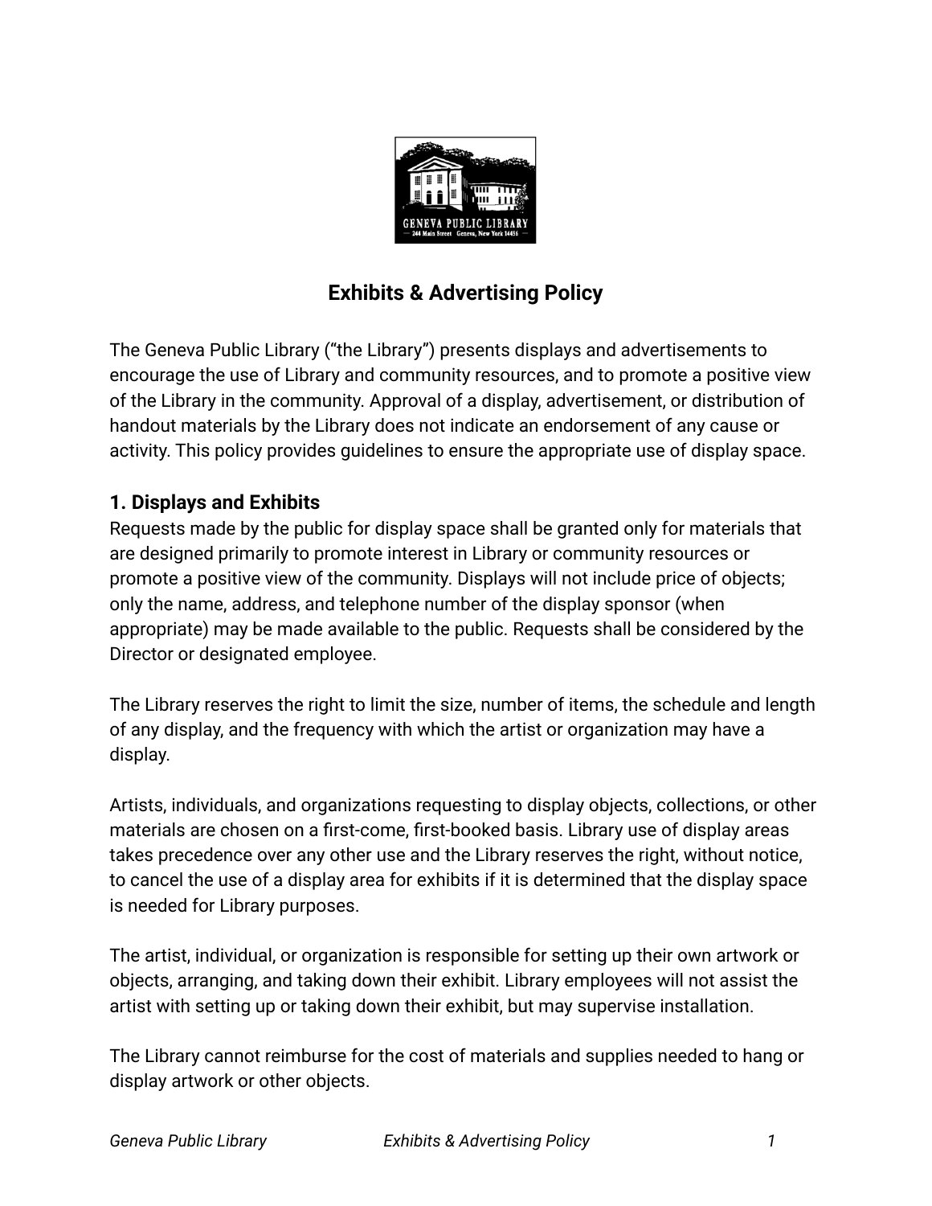# Exhibits & Advertising Policy

The Geneva Public Library ("the Library") presents displays and advertisements to encourage the use of Library and community resources, and to promote a positive view of the Library in the community. Approval of a display, advertisement, or distribution of handout materials by the Library does not indicate an endorsement of any cause or activity. This policy provides guidelines to ensure the appropriate use of display space.

## 1. Displays and Exhibits

Requests made by the public for display space shall be granted only for materials that are designed primarily to promote interest in Library or community resources or promote a positive view of the community. Displays will not include price of objects; only the name, address, and telephone number of the display sponsor (when appropriate) may be made available to the public. Requests shall be considered by the Director or designated employee.

The Library reserves the right to limit the size, number of items, the schedule and length of any display, and the frequency with which the artist or organization may have a display.

Artists, individuals, and organizations requesting to display objects, collections, or other materials are chosen on a first-come, first-booked basis. Library use of display areas takes precedence over any other use and the Library reserves the right, without notice, to cancel the use of a display area for exhibits if it is determined that the display space is needed for Library purposes.

The artist, individual, or organization is responsible for setting up their own artwork or objects, arranging, and taking down their exhibit. Library employees will not assist the artist with setting up or taking down their exhibit, but may supervise installation.

The Library cannot reimburse for the cost of materials and supplies needed to hang or display artwork or other objects.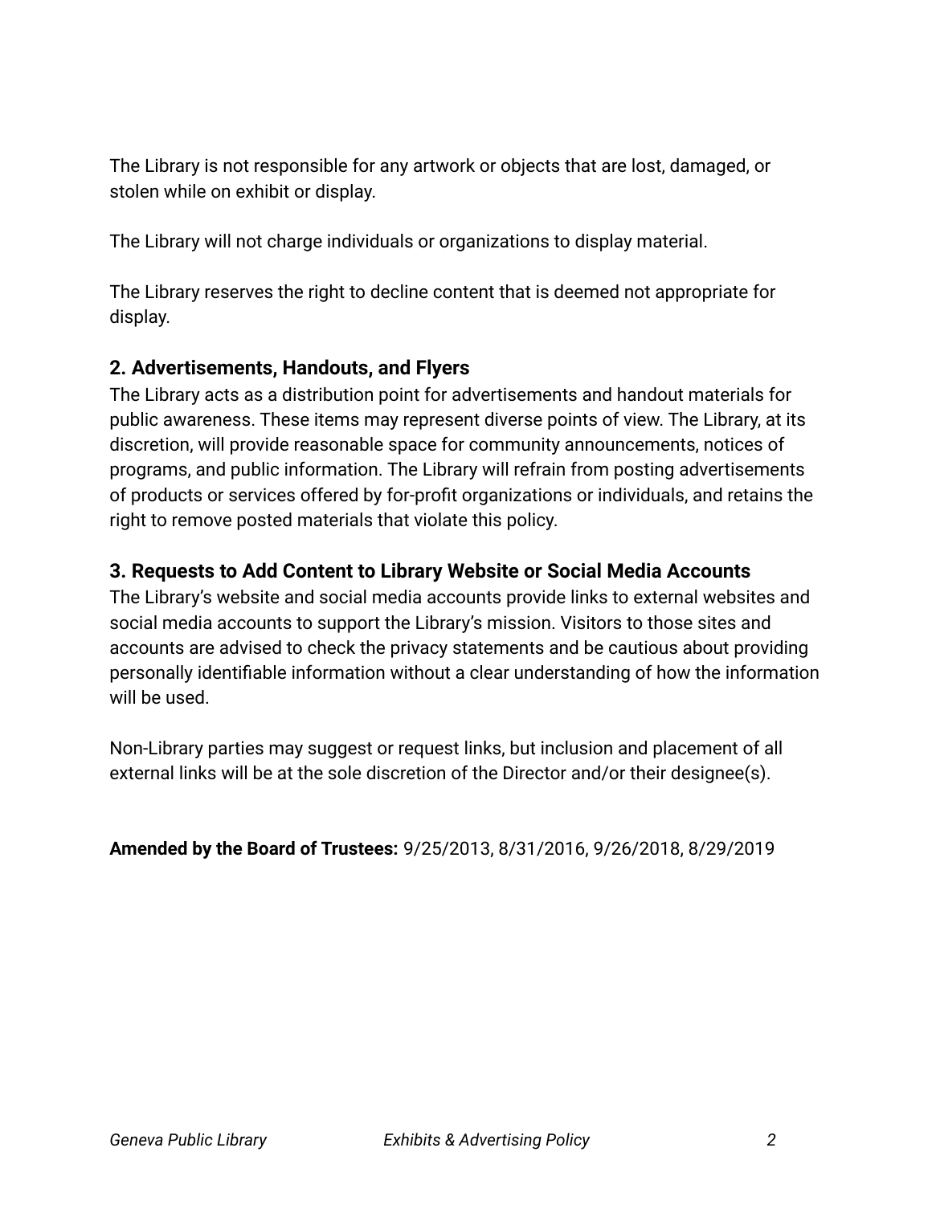The Library is not responsible for any artwork or objects that are lost, damaged, or stolen while on exhibit or display.

The Library will not charge individuals or organizations to display material.

The Library reserves the right to decline content that is deemed not appropriate for display.

### 2. Advertisements, Handouts, and Flyers

The Library acts as a distribution point for advertisements and handout materials for public awareness. These items may represent diverse points of view. The Library, at its discretion, will provide reasonable space for community announcements, notices of programs, and public information. The Library will refrain from posting advertisements of products or services offered by for-profit organizations or individuals, and retains the right to remove posted materials that violate this policy.

### 3. Requests to Add Content to Library Website or Social Media Accounts

The Library's website and social media accounts provide links to external websites and social media accounts to support the Library's mission. Visitors to those sites and accounts are advised to check the privacy statements and be cautious about providing personally identifiable information without a clear understanding of how the information will be used.

Non-Library parties may suggest or request links, but inclusion and placement of all external links will be at the sole discretion of the Director and/or their designee(s).

**Amended by the Board of Trustees:** 9/25/2013, 8/31/2016, 9/26/2018, 8/29/2019